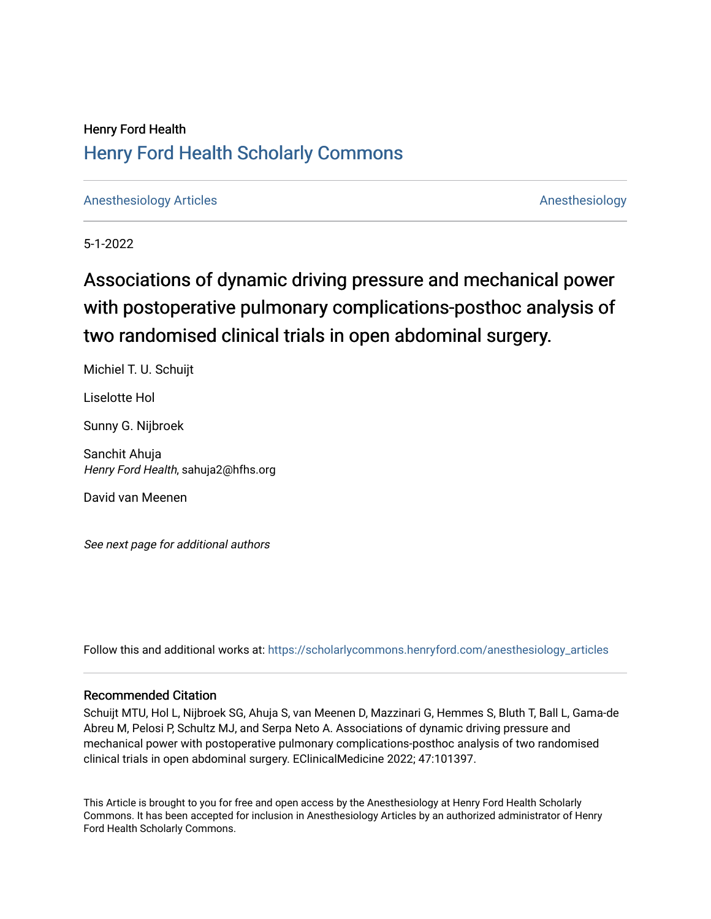Henry Ford Health

# Henry Ford Health Scholarly Commons

Anesthesiology Articles | Anesthesiology

5-1-2022

## Associations of dynamic driving pressure and mechanical power with postoperative pulmonary complications-posthoc analysis of two randomised clinical trials in open abdominal surgery.

Michiel T. U. Schuijt

Liselotte Hol

Sunny G. Nijbroek

Sanchit Ahuja
*Henry Ford Health*, sahuja2@hfhs.org

David van Meenen

*See next page for additional authors*

Follow this and additional works at: https://scholarlycommons.henryford.com/anesthesiology_articles

### Recommended Citation

Schuijt MTU, Hol L, Nijbroek SG, Ahuja S, van Meenen D, Mazzinari G, Hemmes S, Bluth T, Ball L, Gama-de Abreu M, Pelosi P, Schultz MJ, and Serpa Neto A. Associations of dynamic driving pressure and mechanical power with postoperative pulmonary complications-posthoc analysis of two randomised clinical trials in open abdominal surgery. EClinicalMedicine 2022; 47:101397.

This Article is brought to you for free and open access by the Anesthesiology at Henry Ford Health Scholarly Commons. It has been accepted for inclusion in Anesthesiology Articles by an authorized administrator of Henry Ford Health Scholarly Commons.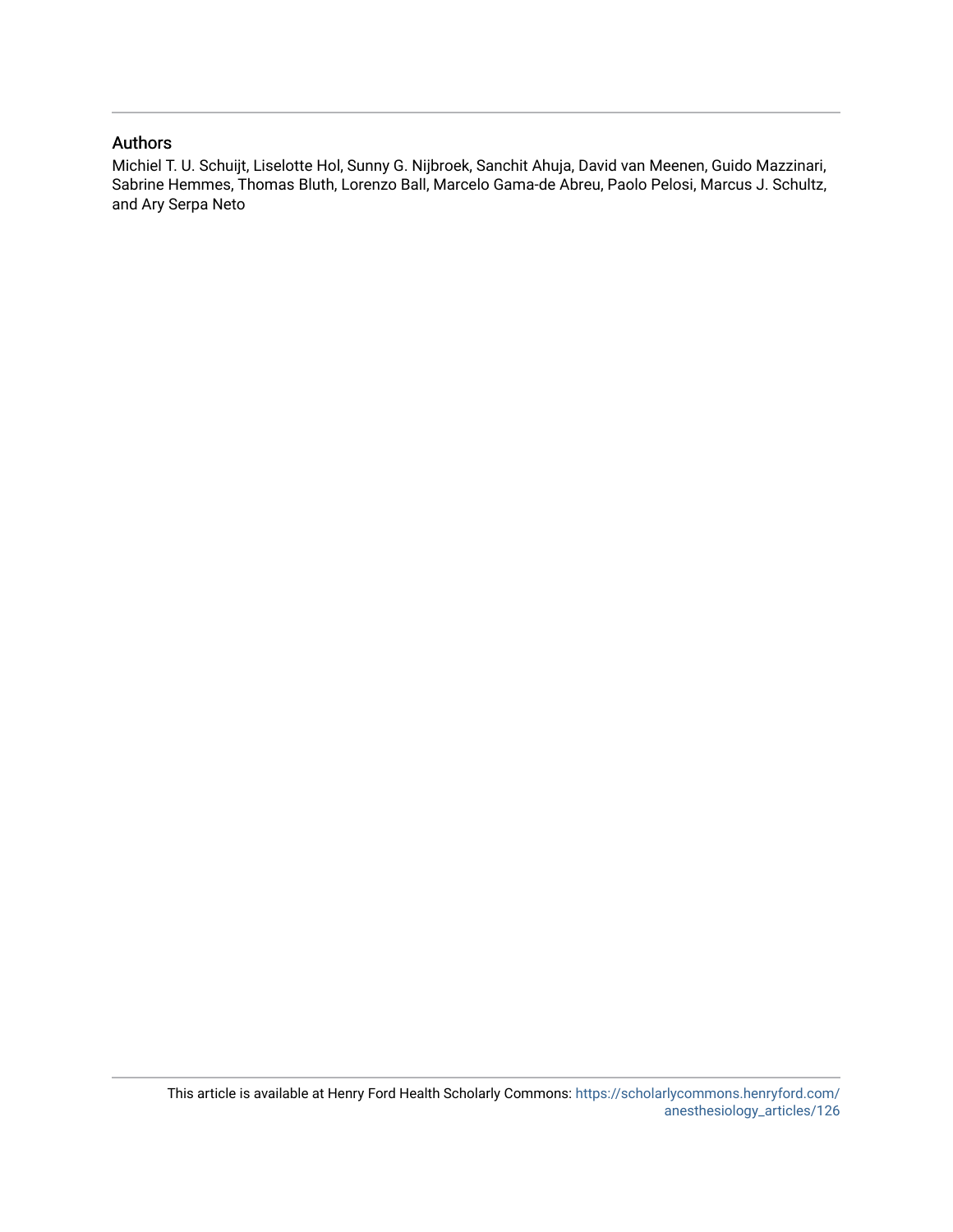## Authors

Michiel T. U. Schuijt, Liselotte Hol, Sunny G. Nijbroek, Sanchit Ahuja, David van Meenen, Guido Mazzinari, Sabrine Hemmes, Thomas Bluth, Lorenzo Ball, Marcelo Gama-de Abreu, Paolo Pelosi, Marcus J. Schultz, and Ary Serpa Neto

This article is available at Henry Ford Health Scholarly Commons: https://scholarlycommons.henryford.com/anesthesiology_articles/126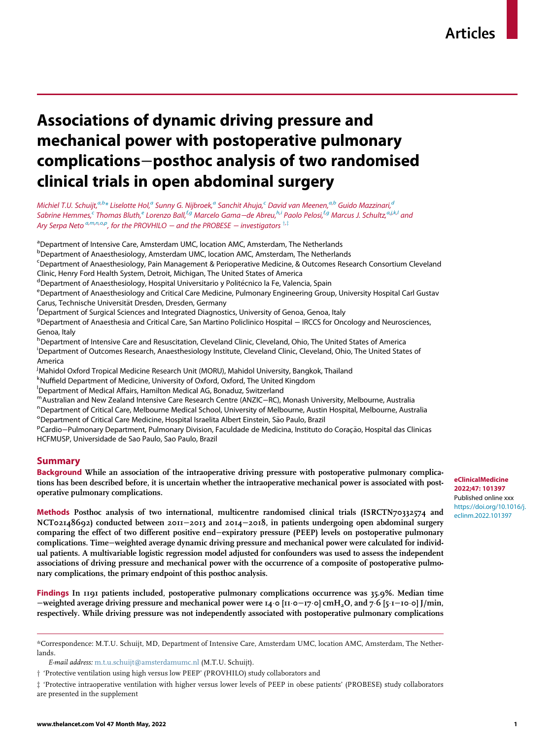Articles

# Associations of dynamic driving pressure and mechanical power with postoperative pulmonary complications—posthoc analysis of two randomised clinical trials in open abdominal surgery

*Michiel T.U. Schuijt,[a,b]* Liselotte Hol,[a] Sunny G. Nijbroek,[a] Sanchit Ahuja,[c] David van Meenen,[a,b] Guido Mazzinari,[d] Sabrine Hemmes,[c] Thomas Bluth,[e] Lorenzo Ball,[f,g] Marcelo Gama–de Abreu,[h,i] Paolo Pelosi,[f,g] Marcus J. Schultz,[a,j,k,l] and Ary Serpa Neto [a,m,n,o,p], for the PROVHILO – and the PROBESE – investigators [†,‡]*

[a]Department of Intensive Care, Amsterdam UMC, location AMC, Amsterdam, The Netherlands
[b]Department of Anaesthesiology, Amsterdam UMC, location AMC, Amsterdam, The Netherlands
[c]Department of Anaesthesiology, Pain Management & Perioperative Medicine, & Outcomes Research Consortium Cleveland Clinic, Henry Ford Health System, Detroit, Michigan, The United States of America
[d]Department of Anaesthesiology, Hospital Universitario y Politécnico la Fe, Valencia, Spain
[e]Department of Anaesthesiology and Critical Care Medicine, Pulmonary Engineering Group, University Hospital Carl Gustav Carus, Technische Universität Dresden, Dresden, Germany
[f]Department of Surgical Sciences and Integrated Diagnostics, University of Genoa, Genoa, Italy
[g]Department of Anaesthesia and Critical Care, San Martino Policlinico Hospital – IRCCS for Oncology and Neurosciences, Genoa, Italy
[h]Department of Intensive Care and Resuscitation, Cleveland Clinic, Cleveland, Ohio, The United States of America
[i]Department of Outcomes Research, Anaesthesiology Institute, Cleveland Clinic, Cleveland, Ohio, The United States of America
[j]Mahidol Oxford Tropical Medicine Research Unit (MORU), Mahidol University, Bangkok, Thailand
[k]Nuffield Department of Medicine, University of Oxford, Oxford, The United Kingdom
[l]Department of Medical Affairs, Hamilton Medical AG, Bonaduz, Switzerland
[m]Australian and New Zealand Intensive Care Research Centre (ANZIC–RC), Monash University, Melbourne, Australia
[n]Department of Critical Care, Melbourne Medical School, University of Melbourne, Austin Hospital, Melbourne, Australia
[o]Department of Critical Care Medicine, Hospital Israelita Albert Einstein, São Paulo, Brazil
[p]Cardio–Pulmonary Department, Pulmonary Division, Faculdade de Medicina, Instituto do Coração, Hospital das Clinicas HCFMUSP, Universidade de Sao Paulo, Sao Paulo, Brazil

## Summary

**Background** While an association of the intraoperative driving pressure with postoperative pulmonary complications has been described before, it is uncertain whether the intraoperative mechanical power is associated with postoperative pulmonary complications.

**Methods** Posthoc analysis of two international, multicentre randomised clinical trials (ISRCTN70332574 and NCT02148692) conducted between 2011–2013 and 2014–2018, in patients undergoing open abdominal surgery comparing the effect of two different positive end–expiratory pressure (PEEP) levels on postoperative pulmonary complications. Time–weighted average dynamic driving pressure and mechanical power were calculated for individual patients. A multivariable logistic regression model adjusted for confounders was used to assess the independent associations of driving pressure and mechanical power with the occurrence of a composite of postoperative pulmonary complications, the primary endpoint of this posthoc analysis.

**Findings** In 1191 patients included, postoperative pulmonary complications occurrence was 35.9%. Median time–weighted average driving pressure and mechanical power were 14·0 [11·0–17·0] $cmH_2O$, and 7·6 [5·1–10·0] J/min, respectively. While driving pressure was not independently associated with postoperative pulmonary complications

**eClinicalMedicine 2022;47: 101397**
Published online xxx
https://doi.org/10.1016/j.eclinm.2022.101397

*Correspondence: M.T.U. Schuijt, MD, Department of Intensive Care, Amsterdam UMC, location AMC, Amsterdam, The Netherlands.

*E-mail address:* m.t.u.schuijt@amsterdamumc.nl (M.T.U. Schuijt).

† 'Protective ventilation using high versus low PEEP' (PROVHILO) study collaborators and

‡ 'Protective intraoperative ventilation with higher versus lower levels of PEEP in obese patients' (PROBESE) study collaborators are presented in the supplement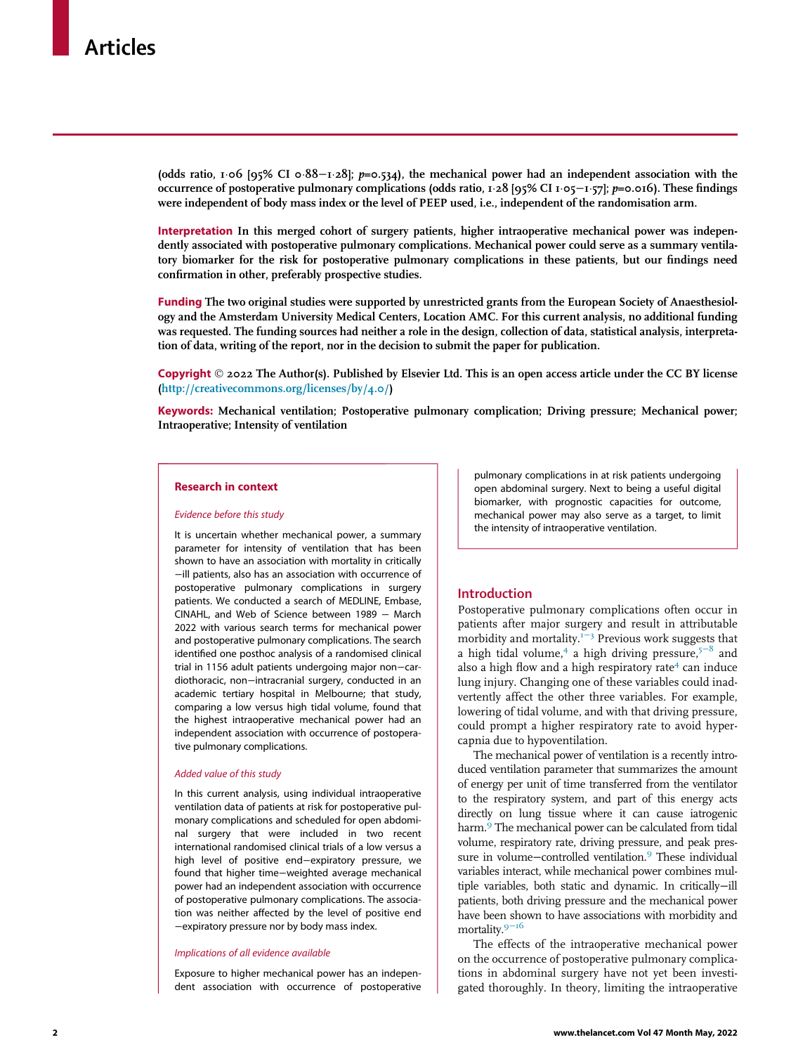(odds ratio, 1·06 [95% CI 0·88–1·28]; $p$=0.534), the mechanical power had an independent association with the occurrence of postoperative pulmonary complications (odds ratio, 1·28 [95% CI 1·05–1·57]; $p$=0.016). These findings were independent of body mass index or the level of PEEP used, i.e., independent of the randomisation arm.

**Interpretation** In this merged cohort of surgery patients, higher intraoperative mechanical power was independently associated with postoperative pulmonary complications. Mechanical power could serve as a summary ventilatory biomarker for the risk for postoperative pulmonary complications in these patients, but our findings need confirmation in other, preferably prospective studies.

**Funding** The two original studies were supported by unrestricted grants from the European Society of Anaesthesiology and the Amsterdam University Medical Centers, Location AMC. For this current analysis, no additional funding was requested. The funding sources had neither a role in the design, collection of data, statistical analysis, interpretation of data, writing of the report, nor in the decision to submit the paper for publication.

**Copyright** © 2022 The Author(s). Published by Elsevier Ltd. This is an open access article under the CC BY license (http://creativecommons.org/licenses/by/4.0/)

**Keywords:** Mechanical ventilation; Postoperative pulmonary complication; Driving pressure; Mechanical power; Intraoperative; Intensity of ventilation

### Research in context

*Evidence before this study*

It is uncertain whether mechanical power, a summary parameter for intensity of ventilation that has been shown to have an association with mortality in critically–ill patients, also has an association with occurrence of postoperative pulmonary complications in surgery patients. We conducted a search of MEDLINE, Embase, CINAHL, and Web of Science between 1989 – March 2022 with various search terms for mechanical power and postoperative pulmonary complications. The search identified one posthoc analysis of a randomised clinical trial in 1156 adult patients undergoing major non–cardiothoracic, non–intracranial surgery, conducted in an academic tertiary hospital in Melbourne; that study, comparing a low versus high tidal volume, found that the highest intraoperative mechanical power had an independent association with occurrence of postoperative pulmonary complications.

*Added value of this study*

In this current analysis, using individual intraoperative ventilation data of patients at risk for postoperative pulmonary complications and scheduled for open abdominal surgery that were included in two recent international randomised clinical trials of a low versus a high level of positive end–expiratory pressure, we found that higher time–weighted average mechanical power had an independent association with occurrence of postoperative pulmonary complications. The association was neither affected by the level of positive end –expiratory pressure nor by body mass index.

*Implications of all evidence available*

Exposure to higher mechanical power has an independent association with occurrence of postoperative pulmonary complications in at risk patients undergoing open abdominal surgery. Next to being a useful digital biomarker, with prognostic capacities for outcome, mechanical power may also serve as a target, to limit the intensity of intraoperative ventilation.

## Introduction

Postoperative pulmonary complications often occur in patients after major surgery and result in attributable morbidity and mortality.[1–3] Previous work suggests that a high tidal volume,[4] a high driving pressure,[5–8] and also a high flow and a high respiratory rate[4] can induce lung injury. Changing one of these variables could inadvertently affect the other three variables. For example, lowering of tidal volume, and with that driving pressure, could prompt a higher respiratory rate to avoid hypercapnia due to hypoventilation.

The mechanical power of ventilation is a recently introduced ventilation parameter that summarizes the amount of energy per unit of time transferred from the ventilator to the respiratory system, and part of this energy acts directly on lung tissue where it can cause iatrogenic harm.[9] The mechanical power can be calculated from tidal volume, respiratory rate, driving pressure, and peak pressure in volume–controlled ventilation.[9] These individual variables interact, while mechanical power combines multiple variables, both static and dynamic. In critically–ill patients, both driving pressure and the mechanical power have been shown to have associations with morbidity and mortality.[9–16]

The effects of the intraoperative mechanical power on the occurrence of postoperative pulmonary complications in abdominal surgery have not yet been investigated thoroughly. In theory, limiting the intraoperative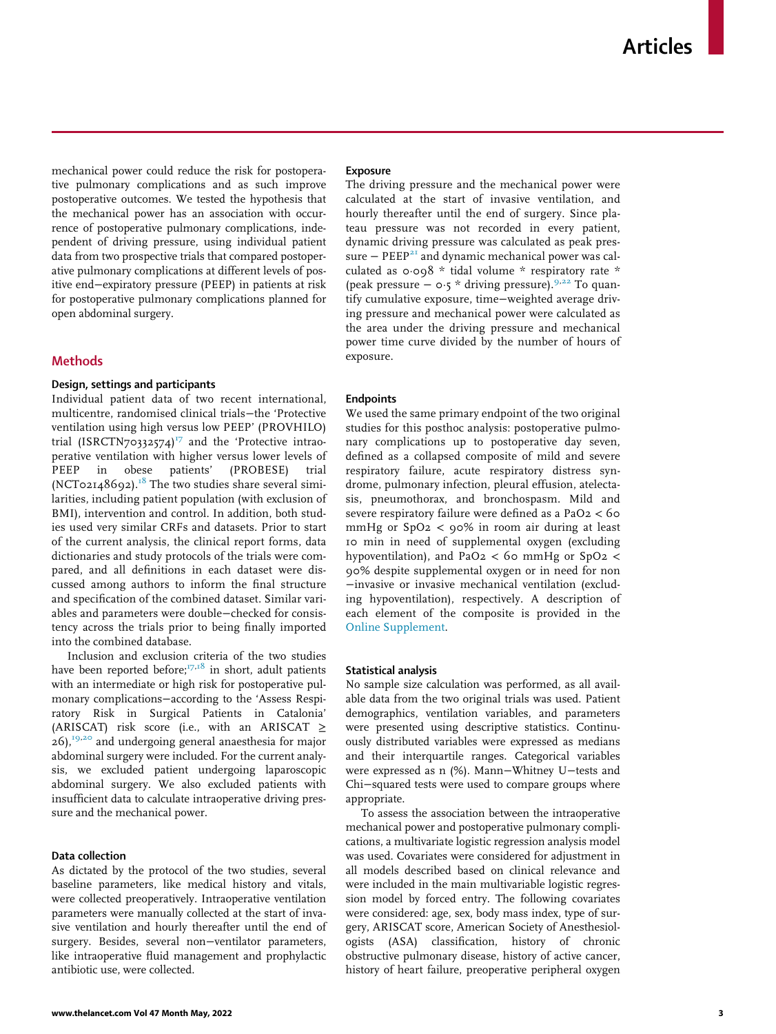mechanical power could reduce the risk for postoperative pulmonary complications and as such improve postoperative outcomes. We tested the hypothesis that the mechanical power has an association with occurrence of postoperative pulmonary complications, independent of driving pressure, using individual patient data from two prospective trials that compared postoperative pulmonary complications at different levels of positive end−expiratory pressure (PEEP) in patients at risk for postoperative pulmonary complications planned for open abdominal surgery.

## Methods

### Design, settings and participants

Individual patient data of two recent international, multicentre, randomised clinical trials—the 'Protective ventilation using high versus low PEEP' (PROVHILO) trial (ISRCTN70332574)[17] and the 'Protective intraoperative ventilation with higher versus lower levels of PEEP in obese patients' (PROBESE) trial (NCT02148692).[18] The two studies share several similarities, including patient population (with exclusion of BMI), intervention and control. In addition, both studies used very similar CRFs and datasets. Prior to start of the current analysis, the clinical report forms, data dictionaries and study protocols of the trials were compared, and all definitions in each dataset were discussed among authors to inform the final structure and specification of the combined dataset. Similar variables and parameters were double−checked for consistency across the trials prior to being finally imported into the combined database.

Inclusion and exclusion criteria of the two studies have been reported before;[17,18] in short, adult patients with an intermediate or high risk for postoperative pulmonary complications—according to the 'Assess Respiratory Risk in Surgical Patients in Catalonia' (ARISCAT) risk score (i.e., with an ARISCAT ≥ 26),[19,20] and undergoing general anaesthesia for major abdominal surgery were included. For the current analysis, we excluded patient undergoing laparoscopic abdominal surgery. We also excluded patients with insufficient data to calculate intraoperative driving pressure and the mechanical power.

### Data collection

As dictated by the protocol of the two studies, several baseline parameters, like medical history and vitals, were collected preoperatively. Intraoperative ventilation parameters were manually collected at the start of invasive ventilation and hourly thereafter until the end of surgery. Besides, several non−ventilator parameters, like intraoperative fluid management and prophylactic antibiotic use, were collected.

### Exposure

The driving pressure and the mechanical power were calculated at the start of invasive ventilation, and hourly thereafter until the end of surgery. Since plateau pressure was not recorded in every patient, dynamic driving pressure was calculated as peak pressure − PEEP[21] and dynamic mechanical power was calculated as 0·098 * tidal volume * respiratory rate * (peak pressure − 0·5 * driving pressure).[9,22] To quantify cumulative exposure, time−weighted average driving pressure and mechanical power were calculated as the area under the driving pressure and mechanical power time curve divided by the number of hours of exposure.

### Endpoints

We used the same primary endpoint of the two original studies for this posthoc analysis: postoperative pulmonary complications up to postoperative day seven, defined as a collapsed composite of mild and severe respiratory failure, acute respiratory distress syndrome, pulmonary infection, pleural effusion, atelectasis, pneumothorax, and bronchospasm. Mild and severe respiratory failure were defined as a $PaO_2 < 60$ mmHg or $SpO_2 < 90\%$ in room air during at least 10 min in need of supplemental oxygen (excluding hypoventilation), and $PaO_2 < 60$ mmHg or $SpO_2 < 90\%$ despite supplemental oxygen or in need for non −invasive or invasive mechanical ventilation (excluding hypoventilation), respectively. A description of each element of the composite is provided in the Online Supplement.

### Statistical analysis

No sample size calculation was performed, as all available data from the two original trials was used. Patient demographics, ventilation variables, and parameters were presented using descriptive statistics. Continuously distributed variables were expressed as medians and their interquartile ranges. Categorical variables were expressed as n (%). Mann−Whitney U−tests and Chi−squared tests were used to compare groups where appropriate.

To assess the association between the intraoperative mechanical power and postoperative pulmonary complications, a multivariate logistic regression analysis model was used. Covariates were considered for adjustment in all models described based on clinical relevance and were included in the main multivariable logistic regression model by forced entry. The following covariates were considered: age, sex, body mass index, type of surgery, ARISCAT score, American Society of Anesthesiologists (ASA) classification, history of chronic obstructive pulmonary disease, history of active cancer, history of heart failure, preoperative peripheral oxygen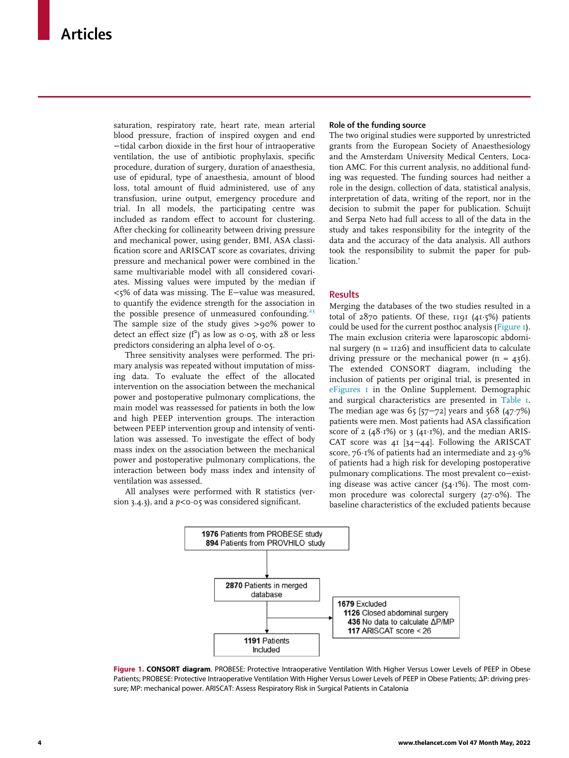saturation, respiratory rate, heart rate, mean arterial blood pressure, fraction of inspired oxygen and end −tidal carbon dioxide in the first hour of intraoperative ventilation, the use of antibiotic prophylaxis, specific procedure, duration of surgery, duration of anaesthesia, use of epidural, type of anaesthesia, amount of blood loss, total amount of fluid administered, use of any transfusion, urine output, emergency procedure and trial. In all models, the participating centre was included as random effect to account for clustering. After checking for collinearity between driving pressure and mechanical power, using gender, BMI, ASA classification score and ARISCAT score as covariates, driving pressure and mechanical power were combined in the same multivariable model with all considered covariates. Missing values were imputed by the median if <5% of data was missing. The E−value was measured, to quantify the evidence strength for the association in the possible presence of unmeasured confounding.[23] The sample size of the study gives >90% power to detect an effect size ($f^2$) as low as 0·05, with 28 or less predictors considering an alpha level of 0·05.

Three sensitivity analyses were performed. The primary analysis was repeated without imputation of missing data. To evaluate the effect of the allocated intervention on the association between the mechanical power and postoperative pulmonary complications, the main model was reassessed for patients in both the low and high PEEP intervention groups. The interaction between PEEP intervention group and intensity of ventilation was assessed. To investigate the effect of body mass index on the association between the mechanical power and postoperative pulmonary complications, the interaction between body mass index and intensity of ventilation was assessed.

All analyses were performed with R statistics (version 3.4.3), and a $p<0·05$ was considered significant.

### Role of the funding source

The two original studies were supported by unrestricted grants from the European Society of Anaesthesiology and the Amsterdam University Medical Centers, Location AMC. For this current analysis, no additional funding was requested. The funding sources had neither a role in the design, collection of data, statistical analysis, interpretation of data, writing of the report, nor in the decision to submit the paper for publication. Schuijt and Serpa Neto had full access to all of the data in the study and takes responsibility for the integrity of the data and the accuracy of the data analysis. All authors took the responsibility to submit the paper for publication.'

## Results

Merging the databases of the two studies resulted in a total of 2870 patients. Of these, 1191 (41·5%) patients could be used for the current posthoc analysis (Figure 1). The main exclusion criteria were laparoscopic abdominal surgery (n = 1126) and insufficient data to calculate driving pressure or the mechanical power (n = 436). The extended CONSORT diagram, including the inclusion of patients per original trial, is presented in eFigures 1 in the Online Supplement. Demographic and surgical characteristics are presented in Table 1. The median age was 65 [57–72] years and 568 (47·7%) patients were men. Most patients had ASA classification score of 2 (48·1%) or 3 (41·1%), and the median ARISCAT score was 41 [34–44]. Following the ARISCAT score, 76·1% of patients had an intermediate and 23·9% of patients had a high risk for developing postoperative pulmonary complications. The most prevalent co−existing disease was active cancer (54·1%). The most common procedure was colorectal surgery (27·0%). The baseline characteristics of the excluded patients because

**1976** Patients from PROBESE study
**894** Patients from PROVHILO study

**2870** Patients in merged database

**1679** Excluded
- **1126** Closed abdominal surgery
- **436** No data to calculate ΔP/MP
- **117** ARISCAT score < 26

**1191** Patients Included

**Figure 1. CONSORT diagram**. PROBESE: Protective Intraoperative Ventilation With Higher Versus Lower Levels of PEEP in Obese Patients; PROBESE: Protective Intraoperative Ventilation With Higher Versus Lower Levels of PEEP in Obese Patients; ΔP: driving pressure; MP: mechanical power. ARISCAT: Assess Respiratory Risk in Surgical Patients in Catalonia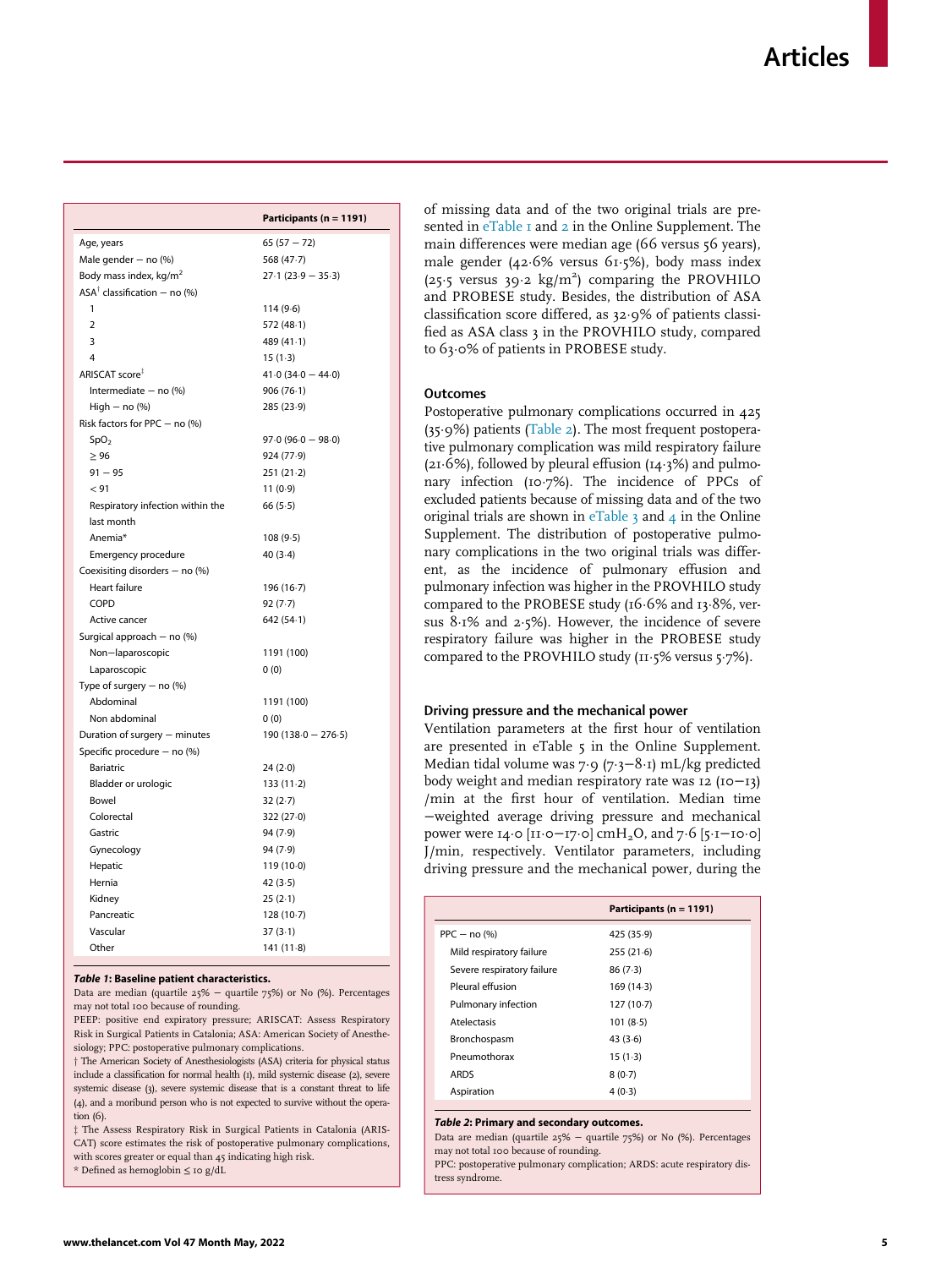| | Participants (n = 1191) |
|---|---|
| Age, years | 65 (57 − 72) |
| Male gender − no (%) | 568 (47·7) |
| Body mass index, kg/m$^2$ | 27·1 (23·9 − 35·3) |
| ASA[†] classification − no (%) | |
| 1 | 114 (9·6) |
| 2 | 572 (48·1) |
| 3 | 489 (41·1) |
| 4 | 15 (1·3) |
| ARISCAT score[‡] | 41·0 (34·0 − 44·0) |
| Intermediate − no (%) | 906 (76·1) |
| High − no (%) | 285 (23·9) |
| Risk factors for PPC − no (%) | |
| $SpO_2$ | 97·0 (96·0 − 98·0) |
| ≥ 96 | 924 (77·9) |
| 91 − 95 | 251 (21·2) |
| < 91 | 11 (0·9) |
| Respiratory infection within the last month | 66 (5·5) |
| Anemia* | 108 (9·5) |
| Emergency procedure | 40 (3·4) |
| Coexisiting disorders − no (%) | |
| Heart failure | 196 (16·7) |
| COPD | 92 (7·7) |
| Active cancer | 642 (54·1) |
| Surgical approach − no (%) | |
| Non−laparoscopic | 1191 (100) |
| Laparoscopic | 0 (0) |
| Type of surgery − no (%) | |
| Abdominal | 1191 (100) |
| Non abdominal | 0 (0) |
| Duration of surgery − minutes | 190 (138·0 − 276·5) |
| Specific procedure − no (%) | |
| Bariatric | 24 (2·0) |
| Bladder or urologic | 133 (11·2) |
| Bowel | 32 (2·7) |
| Colorectal | 322 (27·0) |
| Gastric | 94 (7·9) |
| Gynecology | 94 (7·9) |
| Hepatic | 119 (10·0) |
| Hernia | 42 (3·5) |
| Kidney | 25 (2·1) |
| Pancreatic | 128 (10·7) |
| Vascular | 37 (3·1) |
| Other | 141 (11·8) |

***Table 1*: Baseline patient characteristics.**
Data are median (quartile 25% − quartile 75%) or No (%). Percentages may not total 100 because of rounding.
PEEP: positive end expiratory pressure; ARISCAT: Assess Respiratory Risk in Surgical Patients in Catalonia; ASA: American Society of Anesthesiology; PPC: postoperative pulmonary complications.
† The American Society of Anesthesiologists (ASA) criteria for physical status include a classification for normal health (1), mild systemic disease (2), severe systemic disease (3), severe systemic disease that is a constant threat to life (4), and a moribund person who is not expected to survive without the operation (6).
‡ The Assess Respiratory Risk in Surgical Patients in Catalonia (ARISCAT) score estimates the risk of postoperative pulmonary complications, with scores greater or equal than 45 indicating high risk.
* Defined as hemoglobin ≤ 10 g/dL

of missing data and of the two original trials are presented in eTable 1 and 2 in the Online Supplement. The main differences were median age (66 versus 56 years), male gender (42·6% versus 61·5%), body mass index (25·5 versus 39·2 kg/m$^2$) comparing the PROVHILO and PROBESE study. Besides, the distribution of ASA classification score differed, as 32·9% of patients classified as ASA class 3 in the PROVHILO study, compared to 63·0% of patients in PROBESE study.

## Outcomes

Postoperative pulmonary complications occurred in 425 (35·9%) patients (Table 2). The most frequent postoperative pulmonary complication was mild respiratory failure (21·6%), followed by pleural effusion (14·3%) and pulmonary infection (10·7%). The incidence of PPCs of excluded patients because of missing data and of the two original trials are shown in eTable 3 and 4 in the Online Supplement. The distribution of postoperative pulmonary complications in the two original trials was different, as the incidence of pulmonary effusion and pulmonary infection was higher in the PROVHILO study compared to the PROBESE study (16·6% and 13·8%, versus 8·1% and 2·5%). However, the incidence of severe respiratory failure was higher in the PROBESE study compared to the PROVHILO study (11·5% versus 5·7%).

## Driving pressure and the mechanical power

Ventilation parameters at the first hour of ventilation are presented in eTable 5 in the Online Supplement. Median tidal volume was 7·9 (7·3−8·1) mL/kg predicted body weight and median respiratory rate was 12 (10−13) /min at the first hour of ventilation. Median time −weighted average driving pressure and mechanical power were 14·0 [11·0−17·0] cm$H_2O$, and 7·6 [5·1−10·0] J/min, respectively. Ventilator parameters, including driving pressure and the mechanical power, during the

| | Participants (n = 1191) |
|---|---|
| PPC − no (%) | 425 (35·9) |
| Mild respiratory failure | 255 (21·6) |
| Severe respiratory failure | 86 (7·3) |
| Pleural effusion | 169 (14·3) |
| Pulmonary infection | 127 (10·7) |
| Atelectasis | 101 (8·5) |
| Bronchospasm | 43 (3·6) |
| Pneumothorax | 15 (1·3) |
| ARDS | 8 (0·7) |
| Aspiration | 4 (0·3) |

***Table 2*: Primary and secondary outcomes.**
Data are median (quartile 25% − quartile 75%) or No (%). Percentages may not total 100 because of rounding.
PPC: postoperative pulmonary complication; ARDS: acute respiratory distress syndrome.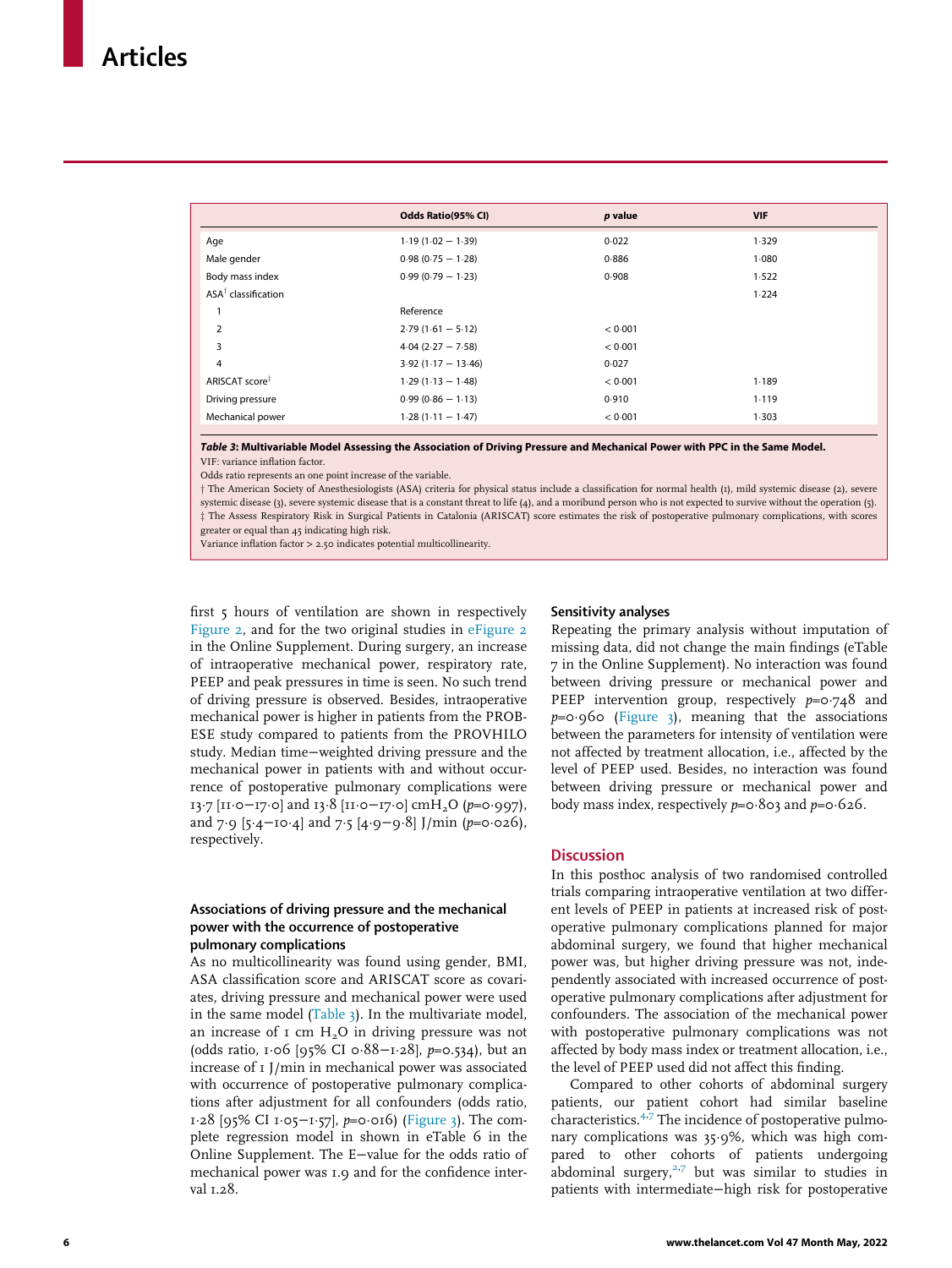|  | Odds Ratio(95% CI) | *p* value | VIF |
|---|---|---|---|
| Age | 1·19 (1·02 − 1·39) | 0·022 | 1·329 |
| Male gender | 0·98 (0·75 − 1·28) | 0·886 | 1·080 |
| Body mass index | 0·99 (0·79 − 1·23) | 0·908 | 1·522 |
| ASA[†] classification |  |  | 1·224 |
| 1 | Reference |  |  |
| 2 | 2·79 (1·61 − 5·12) | < 0·001 |  |
| 3 | 4·04 (2·27 − 7·58) | < 0·001 |  |
| 4 | 3·92 (1·17 − 13·46) | 0·027 |  |
| ARISCAT score[‡] | 1·29 (1·13 − 1·48) | < 0·001 | 1·189 |
| Driving pressure | 0·99 (0·86 − 1·13) | 0·910 | 1·119 |
| Mechanical power | 1·28 (1·11 − 1·47) | < 0·001 | 1·303 |

***Table 3*: Multivariable Model Assessing the Association of Driving Pressure and Mechanical Power with PPC in the Same Model.**
VIF: variance inflation factor.
Odds ratio represents an one point increase of the variable.
† The American Society of Anesthesiologists (ASA) criteria for physical status include a classification for normal health (1), mild systemic disease (2), severe systemic disease (3), severe systemic disease that is a constant threat to life (4), and a moribund person who is not expected to survive without the operation (5).
‡ The Assess Respiratory Risk in Surgical Patients in Catalonia (ARISCAT) score estimates the risk of postoperative pulmonary complications, with scores greater or equal than 45 indicating high risk.
Variance inflation factor > 2.50 indicates potential multicollinearity.

first 5 hours of ventilation are shown in respectively Figure 2, and for the two original studies in eFigure 2 in the Online Supplement. During surgery, an increase of intraoperative mechanical power, respiratory rate, PEEP and peak pressures in time is seen. No such trend of driving pressure is observed. Besides, intraoperative mechanical power is higher in patients from the PROBESE study compared to patients from the PROVHILO study. Median time−weighted driving pressure and the mechanical power in patients with and without occurrence of postoperative pulmonary complications were 13·7 [11·0−17·0] and 13·8 [11·0−17·0] cm$H_2O$ ($p$=0·997), and 7·9 [5·4−10·4] and 7·5 [4·9−9·8] J/min ($p$=0·026), respectively.

### Associations of driving pressure and the mechanical power with the occurrence of postoperative pulmonary complications

As no multicollinearity was found using gender, BMI, ASA classification score and ARISCAT score as covariates, driving pressure and mechanical power were used in the same model (Table 3). In the multivariate model, an increase of 1 cm $H_2O$ in driving pressure was not (odds ratio, 1·06 [95% CI 0·88−1·28], $p$=0.534), but an increase of 1 J/min in mechanical power was associated with occurrence of postoperative pulmonary complications after adjustment for all confounders (odds ratio, 1·28 [95% CI 1·05−1·57], $p$=0·016) (Figure 3). The complete regression model in shown in eTable 6 in the Online Supplement. The E−value for the odds ratio of mechanical power was 1.9 and for the confidence interval 1.28.

### Sensitivity analyses

Repeating the primary analysis without imputation of missing data, did not change the main findings (eTable 7 in the Online Supplement). No interaction was found between driving pressure or mechanical power and PEEP intervention group, respectively $p$=0·748 and $p$=0·960 (Figure 3), meaning that the associations between the parameters for intensity of ventilation were not affected by treatment allocation, i.e., affected by the level of PEEP used. Besides, no interaction was found between driving pressure or mechanical power and body mass index, respectively $p$=0·803 and $p$=0·626.

## Discussion

In this posthoc analysis of two randomised controlled trials comparing intraoperative ventilation at two different levels of PEEP in patients at increased risk of postoperative pulmonary complications planned for major abdominal surgery, we found that higher mechanical power was, but higher driving pressure was not, independently associated with increased occurrence of postoperative pulmonary complications after adjustment for confounders. The association of the mechanical power with postoperative pulmonary complications was not affected by body mass index or treatment allocation, i.e., the level of PEEP used did not affect this finding.

Compared to other cohorts of abdominal surgery patients, our patient cohort had similar baseline characteristics.[4,7] The incidence of postoperative pulmonary complications was 35·9%, which was high compared to other cohorts of patients undergoing abdominal surgery,[2,7] but was similar to studies in patients with intermediate−high risk for postoperative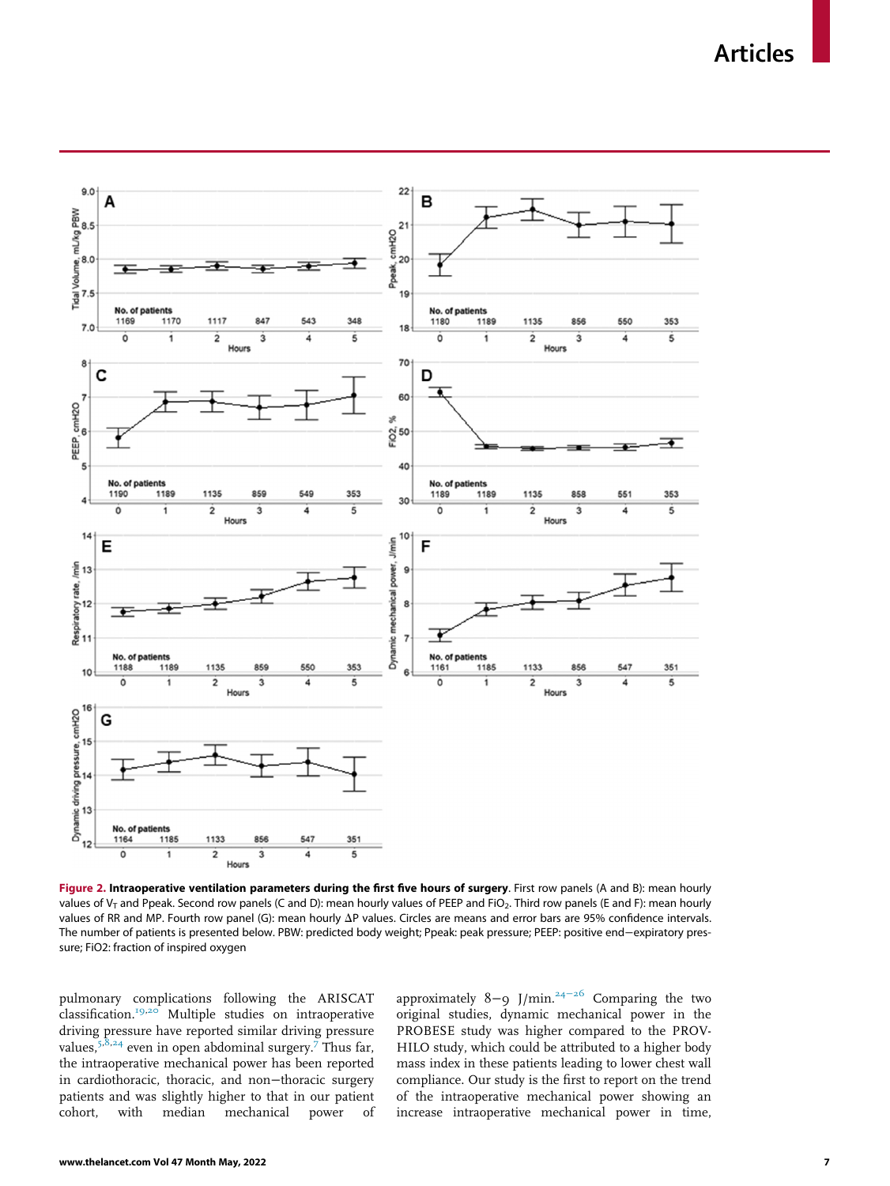Figure 2. **Intraoperative ventilation parameters during the first five hours of surgery**. First row panels (A and B): mean hourly values of $V_T$ and Ppeak. Second row panels (C and D): mean hourly values of PEEP and $FiO_2$. Third row panels (E and F): mean hourly values of RR and MP. Fourth row panel (G): mean hourly ΔP values. Circles are means and error bars are 95% confidence intervals. The number of patients is presented below. PBW: predicted body weight; Ppeak: peak pressure; PEEP: positive end−expiratory pressure; FiO2: fraction of inspired oxygen

pulmonary complications following the ARISCAT classification.[19,20] Multiple studies on intraoperative driving pressure have reported similar driving pressure values,[5,8,24] even in open abdominal surgery.[7] Thus far, the intraoperative mechanical power has been reported in cardiothoracic, thoracic, and non−thoracic surgery patients and was slightly higher to that in our patient cohort, with median mechanical power of approximately 8−9 J/min.[24−26] Comparing the two original studies, dynamic mechanical power in the PROBESE study was higher compared to the PROVHILO study, which could be attributed to a higher body mass index in these patients leading to lower chest wall compliance. Our study is the first to report on the trend of the intraoperative mechanical power showing an increase intraoperative mechanical power in time,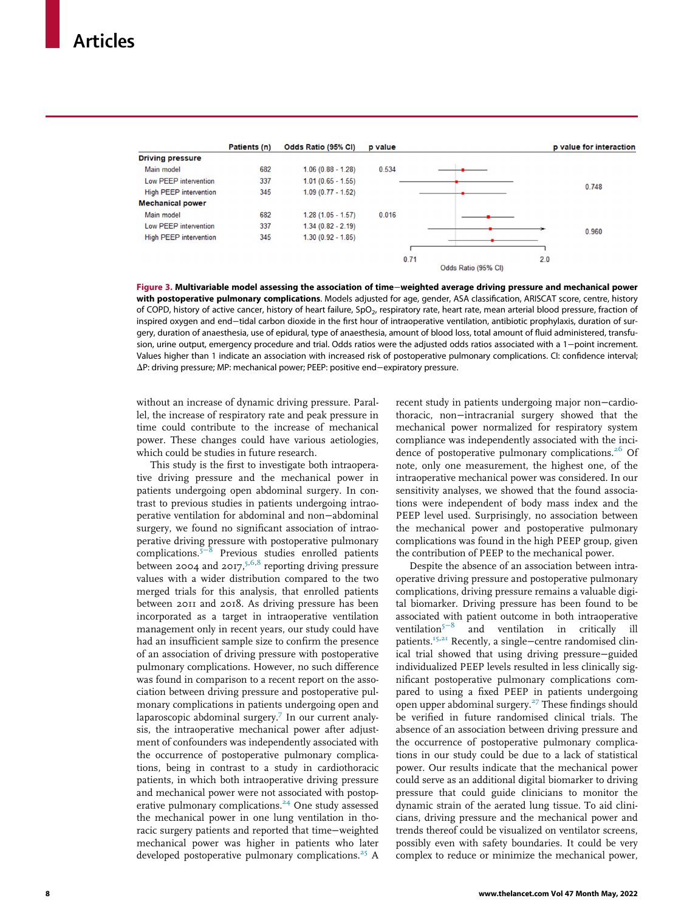| | Patients (n) | Odds Ratio (95% CI) | p value | p value for interaction |
|---|---|---|---|---|
| **Driving pressure** | | | | |
| Main model | 682 | 1.06 (0.88 - 1.28) | 0.534 | |
| Low PEEP intervention | 337 | 1.01 (0.65 - 1.55) | | 0.748 |
| High PEEP intervention | 345 | 1.09 (0.77 - 1.52) | | |
| **Mechanical power** | | | | |
| Main model | 682 | 1.28 (1.05 - 1.57) | 0.016 | |
| Low PEEP intervention | 337 | 1.34 (0.82 - 2.19) | | 0.960 |
| High PEEP intervention | 345 | 1.30 (0.92 - 1.85) | | |

**Figure 3. Multivariable model assessing the association of time−weighted average driving pressure and mechanical power with postoperative pulmonary complications**. Models adjusted for age, gender, ASA classification, ARISCAT score, centre, history of COPD, history of active cancer, history of heart failure, $SpO_2$, respiratory rate, heart rate, mean arterial blood pressure, fraction of inspired oxygen and end−tidal carbon dioxide in the first hour of intraoperative ventilation, antibiotic prophylaxis, duration of surgery, duration of anaesthesia, use of epidural, type of anaesthesia, amount of blood loss, total amount of fluid administered, transfusion, urine output, emergency procedure and trial. Odds ratios were the adjusted odds ratios associated with a 1−point increment. Values higher than 1 indicate an association with increased risk of postoperative pulmonary complications. CI: confidence interval; ΔP: driving pressure; MP: mechanical power; PEEP: positive end−expiratory pressure.

without an increase of dynamic driving pressure. Parallel, the increase of respiratory rate and peak pressure in time could contribute to the increase of mechanical power. These changes could have various aetiologies, which could be studies in future research.

This study is the first to investigate both intraoperative driving pressure and the mechanical power in patients undergoing open abdominal surgery. In contrast to previous studies in patients undergoing intraoperative ventilation for abdominal and non−abdominal surgery, we found no significant association of intraoperative driving pressure with postoperative pulmonary complications.[5−8] Previous studies enrolled patients between 2004 and 2017,[5,6,8] reporting driving pressure values with a wider distribution compared to the two merged trials for this analysis, that enrolled patients between 2011 and 2018. As driving pressure has been incorporated as a target in intraoperative ventilation management only in recent years, our study could have had an insufficient sample size to confirm the presence of an association of driving pressure with postoperative pulmonary complications. However, no such difference was found in comparison to a recent report on the association between driving pressure and postoperative pulmonary complications in patients undergoing open and laparoscopic abdominal surgery.[7] In our current analysis, the intraoperative mechanical power after adjustment of confounders was independently associated with the occurrence of postoperative pulmonary complications, being in contrast to a study in cardiothoracic patients, in which both intraoperative driving pressure and mechanical power were not associated with postoperative pulmonary complications.[24] One study assessed the mechanical power in one lung ventilation in thoracic surgery patients and reported that time−weighted mechanical power was higher in patients who later developed postoperative pulmonary complications.[25] A recent study in patients undergoing major non−cardiothoracic, non−intracranial surgery showed that the mechanical power normalized for respiratory system compliance was independently associated with the incidence of postoperative pulmonary complications.[26] Of note, only one measurement, the highest one, of the intraoperative mechanical power was considered. In our sensitivity analyses, we showed that the found associations were independent of body mass index and the PEEP level used. Surprisingly, no association between the mechanical power and postoperative pulmonary complications was found in the high PEEP group, given the contribution of PEEP to the mechanical power.

Despite the absence of an association between intraoperative driving pressure and postoperative pulmonary complications, driving pressure remains a valuable digital biomarker. Driving pressure has been found to be associated with patient outcome in both intraoperative ventilation[5−8] and ventilation in critically ill patients.[15,21] Recently, a single−centre randomised clinical trial showed that using driving pressure−guided individualized PEEP levels resulted in less clinically significant postoperative pulmonary complications compared to using a fixed PEEP in patients undergoing open upper abdominal surgery.[27] These findings should be verified in future randomised clinical trials. The absence of an association between driving pressure and the occurrence of postoperative pulmonary complications in our study could be due to a lack of statistical power. Our results indicate that the mechanical power could serve as an additional digital biomarker to driving pressure that could guide clinicians to monitor the dynamic strain of the aerated lung tissue. To aid clinicians, driving pressure and the mechanical power and trends thereof could be visualized on ventilator screens, possibly even with safety boundaries. It could be very complex to reduce or minimize the mechanical power,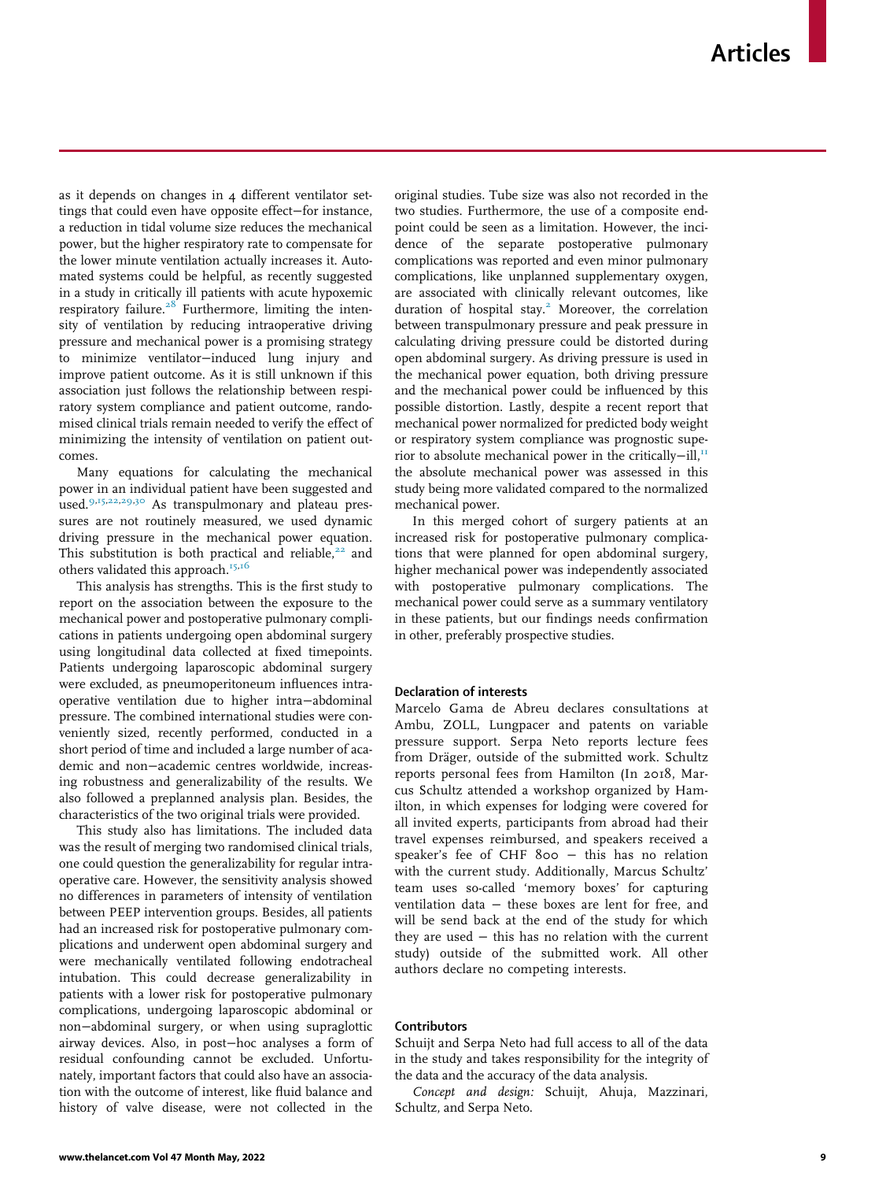as it depends on changes in 4 different ventilator settings that could even have opposite effect—for instance, a reduction in tidal volume size reduces the mechanical power, but the higher respiratory rate to compensate for the lower minute ventilation actually increases it. Automated systems could be helpful, as recently suggested in a study in critically ill patients with acute hypoxemic respiratory failure.[28] Furthermore, limiting the intensity of ventilation by reducing intraoperative driving pressure and mechanical power is a promising strategy to minimize ventilator—induced lung injury and improve patient outcome. As it is still unknown if this association just follows the relationship between respiratory system compliance and patient outcome, randomised clinical trials remain needed to verify the effect of minimizing the intensity of ventilation on patient outcomes.

Many equations for calculating the mechanical power in an individual patient have been suggested and used.[9,15,22,29,30] As transpulmonary and plateau pressures are not routinely measured, we used dynamic driving pressure in the mechanical power equation. This substitution is both practical and reliable,[22] and others validated this approach.[15,16]

This analysis has strengths. This is the first study to report on the association between the exposure to the mechanical power and postoperative pulmonary complications in patients undergoing open abdominal surgery using longitudinal data collected at fixed timepoints. Patients undergoing laparoscopic abdominal surgery were excluded, as pneumoperitoneum influences intraoperative ventilation due to higher intra—abdominal pressure. The combined international studies were conveniently sized, recently performed, conducted in a short period of time and included a large number of academic and non—academic centres worldwide, increasing robustness and generalizability of the results. We also followed a preplanned analysis plan. Besides, the characteristics of the two original trials were provided.

This study also has limitations. The included data was the result of merging two randomised clinical trials, one could question the generalizability for regular intraoperative care. However, the sensitivity analysis showed no differences in parameters of intensity of ventilation between PEEP intervention groups. Besides, all patients had an increased risk for postoperative pulmonary complications and underwent open abdominal surgery and were mechanically ventilated following endotracheal intubation. This could decrease generalizability in patients with a lower risk for postoperative pulmonary complications, undergoing laparoscopic abdominal or non—abdominal surgery, or when using supraglottic airway devices. Also, in post—hoc analyses a form of residual confounding cannot be excluded. Unfortunately, important factors that could also have an association with the outcome of interest, like fluid balance and history of valve disease, were not collected in the original studies. Tube size was also not recorded in the two studies. Furthermore, the use of a composite endpoint could be seen as a limitation. However, the incidence of the separate postoperative pulmonary complications was reported and even minor pulmonary complications, like unplanned supplementary oxygen, are associated with clinically relevant outcomes, like duration of hospital stay.[2] Moreover, the correlation between transpulmonary pressure and peak pressure in calculating driving pressure could be distorted during open abdominal surgery. As driving pressure is used in the mechanical power equation, both driving pressure and the mechanical power could be influenced by this possible distortion. Lastly, despite a recent report that mechanical power normalized for predicted body weight or respiratory system compliance was prognostic superior to absolute mechanical power in the critically—ill,[11] the absolute mechanical power was assessed in this study being more validated compared to the normalized mechanical power.

In this merged cohort of surgery patients at an increased risk for postoperative pulmonary complications that were planned for open abdominal surgery, higher mechanical power was independently associated with postoperative pulmonary complications. The mechanical power could serve as a summary ventilatory in these patients, but our findings needs confirmation in other, preferably prospective studies.

## Declaration of interests

Marcelo Gama de Abreu declares consultations at Ambu, ZOLL, Lungpacer and patents on variable pressure support. Serpa Neto reports lecture fees from Dräger, outside of the submitted work. Schultz reports personal fees from Hamilton (In 2018, Marcus Schultz attended a workshop organized by Hamilton, in which expenses for lodging were covered for all invited experts, participants from abroad had their travel expenses reimbursed, and speakers received a speaker's fee of CHF 800 — this has no relation with the current study. Additionally, Marcus Schultz' team uses so-called 'memory boxes' for capturing ventilation data — these boxes are lent for free, and will be send back at the end of the study for which they are used — this has no relation with the current study) outside of the submitted work. All other authors declare no competing interests.

## Contributors

Schuijt and Serpa Neto had full access to all of the data in the study and takes responsibility for the integrity of the data and the accuracy of the data analysis.

*Concept and design:* Schuijt, Ahuja, Mazzinari, Schultz, and Serpa Neto.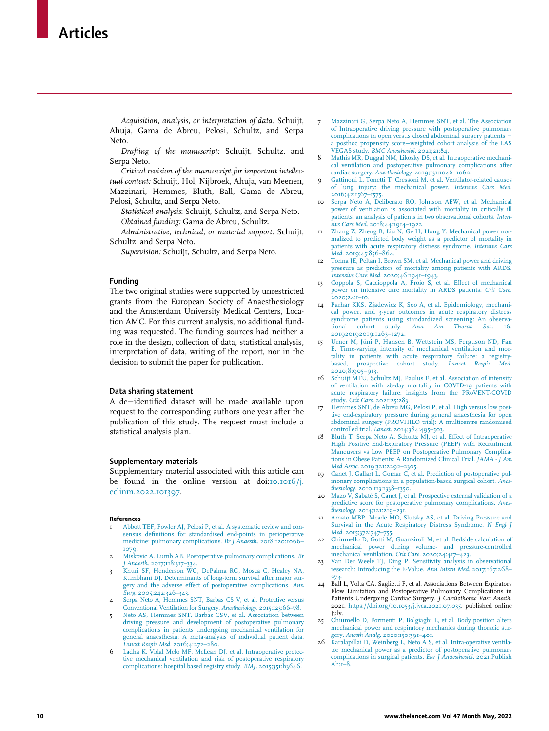*Acquisition, analysis, or interpretation of data:* Schuijt, Ahuja, Gama de Abreu, Pelosi, Schultz, and Serpa Neto.

*Drafting of the manuscript:* Schuijt, Schultz, and Serpa Neto.

*Critical revision of the manuscript for important intellectual content:* Schuijt, Hol, Nijbroek, Ahuja, van Meenen, Mazzinari, Hemmes, Bluth, Ball, Gama de Abreu, Pelosi, Schultz, and Serpa Neto.

*Statistical analysis*: Schuijt, Schultz, and Serpa Neto.

*Obtained funding:* Gama de Abreu, Schultz.

*Administrative, technical, or material support:* Schuijt, Schultz, and Serpa Neto.

*Supervision:* Schuijt, Schultz, and Serpa Neto.

## Funding

The two original studies were supported by unrestricted grants from the European Society of Anaesthesiology and the Amsterdam University Medical Centers, Location AMC. For this current analysis, no additional funding was requested. The funding sources had neither a role in the design, collection of data, statistical analysis, interpretation of data, writing of the report, nor in the decision to submit the paper for publication.

## Data sharing statement

A de−identified dataset will be made available upon request to the corresponding authors one year after the publication of this study. The request must include a statistical analysis plan.

## Supplementary materials

Supplementary material associated with this article can be found in the online version at doi:10.1016/j.eclinm.2022.101397.

### References

1. Abbott TEF, Fowler AJ, Pelosi P, et al. A systematic review and consensus definitions for standardised end-points in perioperative medicine: pulmonary complications. *Br J Anaesth*. 2018;120:1066–1079.
2. Miskovic A, Lumb AB. Postoperative pulmonary complications. *Br J Anaesth*. 2017;118:317–334.
3. Khuri SF, Henderson WG, DePalma RG, Mosca C, Healey NA, Kumbhani DJ. Determinants of long-term survival after major surgery and the adverse effect of postoperative complications. *Ann Surg*. 2005;242:326–343.
4. Serpa Neto A, Hemmes SNT, Barbas CS V, et al. Protective versus Conventional Ventilation for Surgery. *Anesthesiology*. 2015;123:66–78.
5. Neto AS, Hemmes SNT, Barbas CSV, et al. Association between driving pressure and development of postoperative pulmonary complications in patients undergoing mechanical ventilation for general anaesthesia: A meta-analysis of individual patient data. *Lancet Respir Med*. 2016;4:272–280.
6. Ladha K, Vidal Melo MF, McLean DJ, et al. Intraoperative protective mechanical ventilation and risk of postoperative respiratory complications: hospital based registry study. *BMJ*. 2015;351:h3646.
7. Mazzinari G, Serpa Neto A, Hemmes SNT, et al. The Association of Intraoperative driving pressure with postoperative pulmonary complications in open versus closed abdominal surgery patients – a posthoc propensity score−weighted cohort analysis of the LAS VEGAS study. *BMC Anesthesiol*. 2021;21:84.
8. Mathis MR, Duggal NM, Likosky DS, et al. Intraoperative mechanical ventilation and postoperative pulmonary complications after cardiac surgery. *Anesthesiology*. 2019;131:1046–1062.
9. Gattinoni L, Tonetti T, Cressoni M, et al. Ventilator-related causes of lung injury: the mechanical power. *Intensive Care Med*. 2016;42:1567–1575.
10. Serpa Neto A, Deliberato RO, Johnson AEW, et al. Mechanical power of ventilation is associated with mortality in critically ill patients: an analysis of patients in two observational cohorts. *Intensive Care Med*. 2018;44:1914–1922.
11. Zhang Z, Zheng B, Liu N, Ge H, Hong Y. Mechanical power normalized to predicted body weight as a predictor of mortality in patients with acute respiratory distress syndrome. *Intensive Care Med*. 2019;45:856–864.
12. Tonna JE, Peltan I, Brown SM, et al. Mechanical power and driving pressure as predictors of mortality among patients with ARDS. *Intensive Care Med*. 2020;46:1941–1943.
13. Coppola S, Caccioppola A, Froio S, et al. Effect of mechanical power on intensive care mortality in ARDS patients. *Crit Care*. 2020;24:1–10.
14. Parhar KKS, Zjadewicz K, Soo A, et al. Epidemiology, mechanical power, and 3-year outcomes in acute respiratory distress syndrome patients using standardized screening: An observational cohort study. *Ann Am Thorac Soc*. 16. 201920192019:1263–1272.
15. Urner M, Jüni P, Hansen B, Wettstein MS, Ferguson ND, Fan E. Time-varying intensity of mechanical ventilation and mortality in patients with acute respiratory failure: a registry-based, prospective cohort study. *Lancet Respir Med*. 2020;8:905–913.
16. Schuijt MTU, Schultz MJ, Paulus F, et al. Association of intensity of ventilation with 28-day mortality in COVID-19 patients with acute respiratory failure: insights from the PRoVENT-COVID study. *Crit Care*. 2021;25:283.
17. Hemmes SNT, de Abreu MG, Pelosi P, et al. High versus low positive end-expiratory pressure during general anaesthesia for open abdominal surgery (PROVHILO trial): A multicentre randomised controlled trial. *Lancet*. 2014;384:495–503.
18. Bluth T, Serpa Neto A, Schultz MJ, et al. Effect of Intraoperative High Positive End-Expiratory Pressure (PEEP) with Recruitment Maneuvers vs Low PEEP on Postoperative Pulmonary Complications in Obese Patients: A Randomized Clinical Trial. *JAMA - J Am Med Assoc*. 2019;321:2292–2305.
19. Canet J, Gallart L, Gomar C, et al. Prediction of postoperative pulmonary complications in a population-based surgical cohort. *Anesthesiology*. 2010;113:1338–1350.
20. Mazo V, Sabaté S, Canet J, et al. Prospective external validation of a predictive score for postoperative pulmonary complications. *Anesthesiology*. 2014;121:219–231.
21. Amato MBP, Meade MO, Slutsky AS, et al. Driving Pressure and Survival in the Acute Respiratory Distress Syndrome. *N Engl J Med*. 2015;372:747–755.
22. Chiumello D, Gotti M, Guanziroli M, et al. Bedside calculation of mechanical power during volume- and pressure-controlled mechanical ventilation. *Crit Care*. 2020;24:417–423.
23. Van Der Weele TJ, Ding P. Sensitivity analysis in observational research: Introducing the E-Value. *Ann Intern Med*. 2017;167:268–274.
24. Ball L, Volta CA, Saglietti F, et al. Associations Between Expiratory Flow Limitation and Postoperative Pulmonary Complications in Patients Undergoing Cardiac Surgery. *J Cardiothorac Vasc Anesth*. 2021. https://doi.org/10.1053/j.jvca.2021.07.035. published online July.
25. Chiumello D, Formenti P, Bolgiaghi L, et al. Body position alters mechanical power and respiratory mechanics during thoracic surgery. *Anesth Analg*. 2020;130:391–401.
26. Karalapillai D, Weinberg L, Neto A S, et al. Intra-operative ventilator mechanical power as a predictor of postoperative pulmonary complications in surgical patients. *Eur J Anaesthesiol*. 2021;Publish Ah:1–8.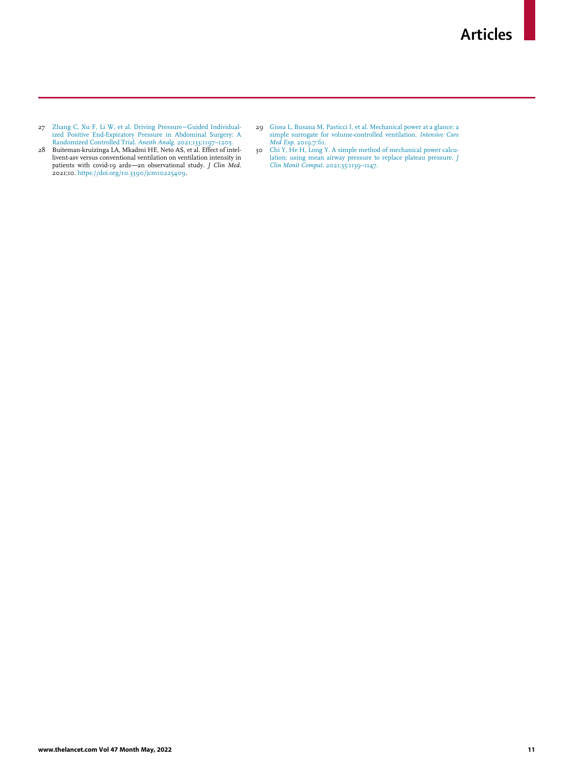27 Zhang C, Xu F, Li W, et al. Driving Pressure−Guided Individualized Positive End-Expiratory Pressure in Abdominal Surgery: A Randomized Controlled Trial. *Anesth Analg*. 2021;133:1197–1205.

28 Buiteman-kruizinga LA, Mkadmi HE, Neto AS, et al. Effect of intellivent-asv versus conventional ventilation on ventilation intensity in patients with covid-19 ards—an observational study. *J Clin Med*. 2021;10. https://doi.org/10.3390/jcm10225409.

29 Giosa L, Busana M, Pasticci I, et al. Mechanical power at a glance: a simple surrogate for volume-controlled ventilation. *Intensive Care Med Exp*. 2019;7:61.

30 Chi Y, He H, Long Y. A simple method of mechanical power calculation: using mean airway pressure to replace plateau pressure. *J Clin Monit Comput*. 2021;35:1139–1147.